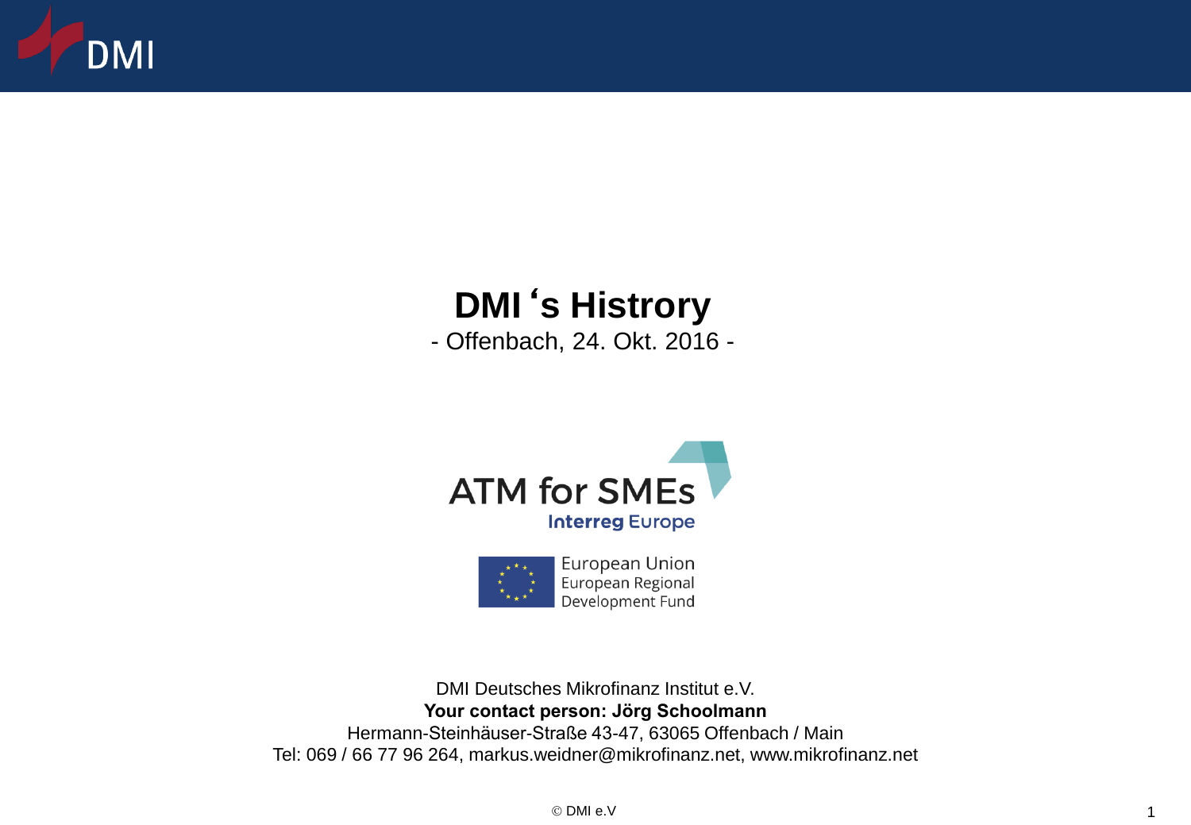# DMI 's Histrory

- Offenbach, 24. Okt. 2016 -

ATM for SMEs
Interreg Europe

European Union
European Regional
Development Fund

DMI Deutsches Mikrofinanz Institut e.V.
**Your contact person: Jörg Schoolmann**
Hermann-Steinhäuser-Straße 43-47, 63065 Offenbach / Main
Tel: 069 / 66 77 96 264, markus.weidner@mikrofinanz.net, www.mikrofinanz.net

© DMI e.V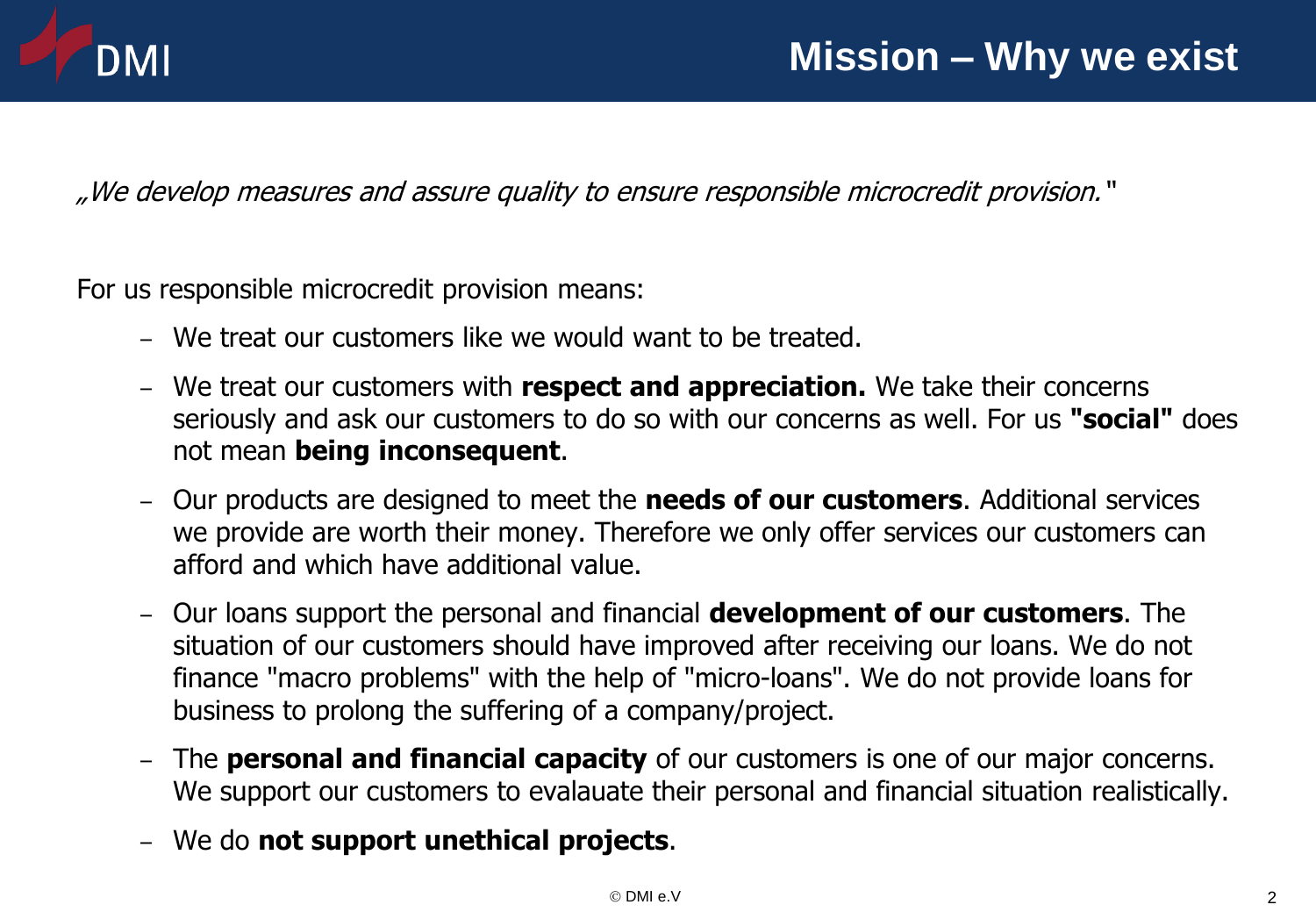# Mission – Why we exist

*„We develop measures and assure quality to ensure responsible microcredit provision."*

For us responsible microcredit provision means:

- We treat our customers like we would want to be treated.
- We treat our customers with **respect and appreciation.** We take their concerns seriously and ask our customers to do so with our concerns as well. For us **"social"** does not mean **being inconsequent**.
- Our products are designed to meet the **needs of our customers**. Additional services we provide are worth their money. Therefore we only offer services our customers can afford and which have additional value.
- Our loans support the personal and financial **development of our customers**. The situation of our customers should have improved after receiving our loans. We do not finance "macro problems" with the help of "micro-loans". We do not provide loans for business to prolong the suffering of a company/project.
- The **personal and financial capacity** of our customers is one of our major concerns. We support our customers to evalauate their personal and financial situation realistically.
- We do **not support unethical projects**.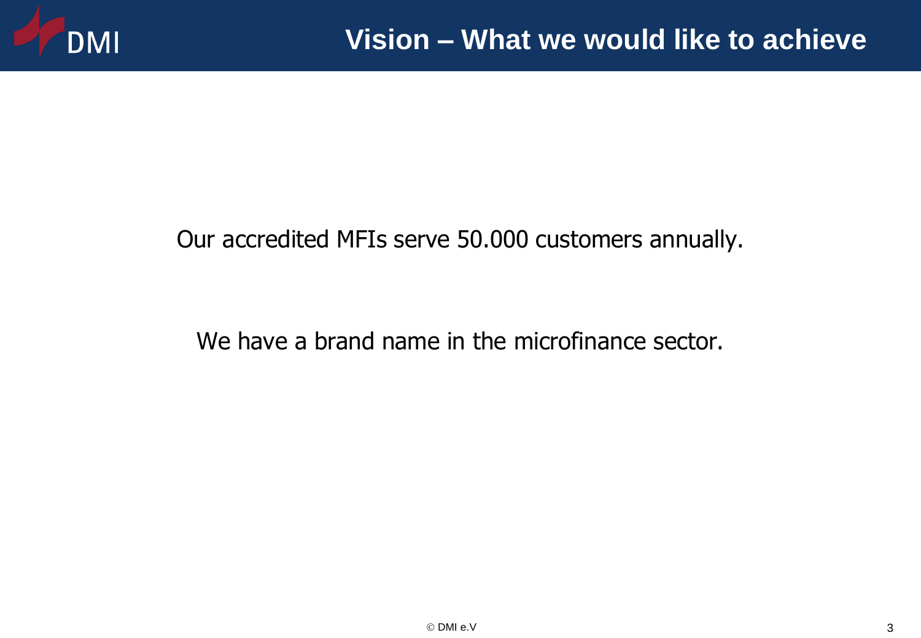# Vision – What we would like to achieve

Our accredited MFIs serve 50.000 customers annually.

We have a brand name in the microfinance sector.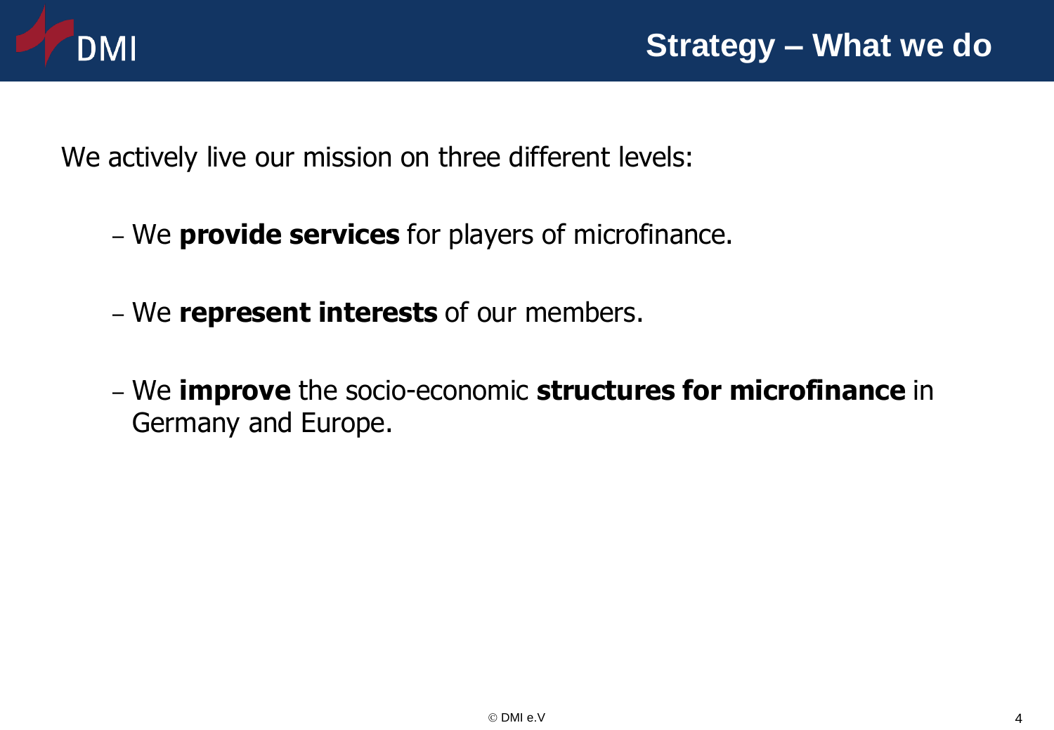# Strategy – What we do

We actively live our mission on three different levels:

- We **provide services** for players of microfinance.
- We **represent interests** of our members.
- We **improve** the socio-economic **structures for microfinance** in Germany and Europe.

© DMI e.V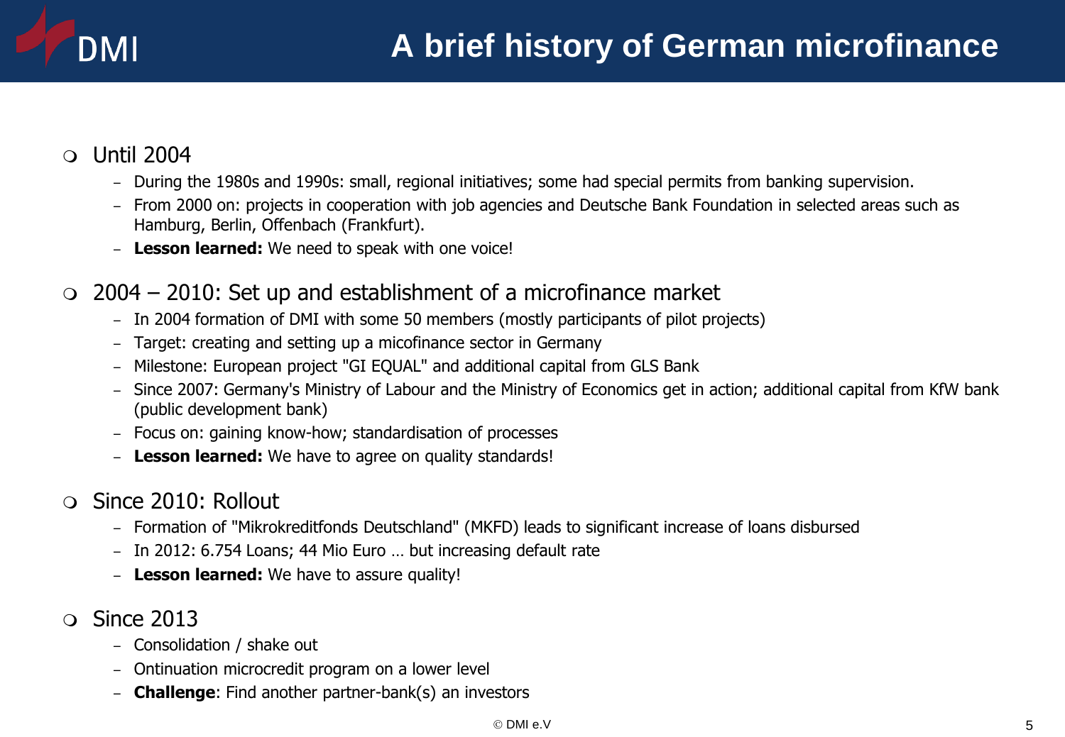# A brief history of German microfinance

- Until 2004
  - During the 1980s and 1990s: small, regional initiatives; some had special permits from banking supervision.
  - From 2000 on: projects in cooperation with job agencies and Deutsche Bank Foundation in selected areas such as Hamburg, Berlin, Offenbach (Frankfurt).
  - **Lesson learned:** We need to speak with one voice!

- 2004 – 2010: Set up and establishment of a microfinance market
  - In 2004 formation of DMI with some 50 members (mostly participants of pilot projects)
  - Target: creating and setting up a micofinance sector in Germany
  - Milestone: European project "GI EQUAL" and additional capital from GLS Bank
  - Since 2007: Germany's Ministry of Labour and the Ministry of Economics get in action; additional capital from KfW bank (public development bank)
  - Focus on: gaining know-how; standardisation of processes
  - **Lesson learned:** We have to agree on quality standards!

- Since 2010: Rollout
  - Formation of "Mikrokreditfonds Deutschland" (MKFD) leads to significant increase of loans disbursed
  - In 2012: 6.754 Loans; 44 Mio Euro … but increasing default rate
  - **Lesson learned:** We have to assure quality!

- Since 2013
  - Consolidation / shake out
  - Ontinuation microcredit program on a lower level
  - **Challenge**: Find another partner-bank(s) an investors

© DMI e.V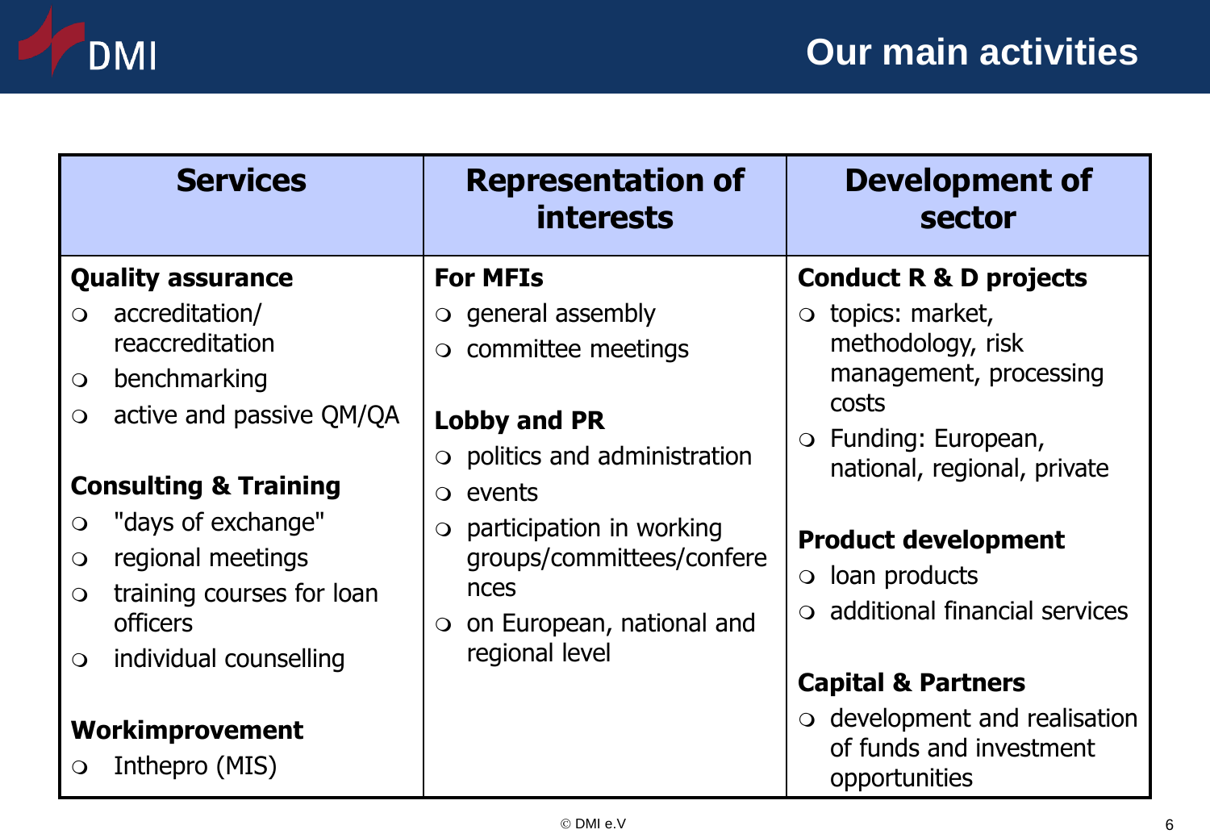# Our main activities

| Services | Representation of interests | Development of sector |
|---|---|---|
| **Quality assurance**<br>- accreditation/ reaccreditation<br>- benchmarking<br>- active and passive QM/QA<br><br>**Consulting & Training**<br>- "days of exchange"<br>- regional meetings<br>- training courses for loan officers<br>- individual counselling<br><br>**Workimprovement**<br>- Inthepro (MIS) | **For MFIs**<br>- general assembly<br>- committee meetings<br><br>**Lobby and PR**<br>- politics and administration<br>- events<br>- participation in working groups/committees/conferences<br>- on European, national and regional level | **Conduct R & D projects**<br>- topics: market, methodology, risk management, processing costs<br>- Funding: European, national, regional, private<br><br>**Product development**<br>- loan products<br>- additional financial services<br><br>**Capital & Partners**<br>- development and realisation of funds and investment opportunities |

© DMI e.V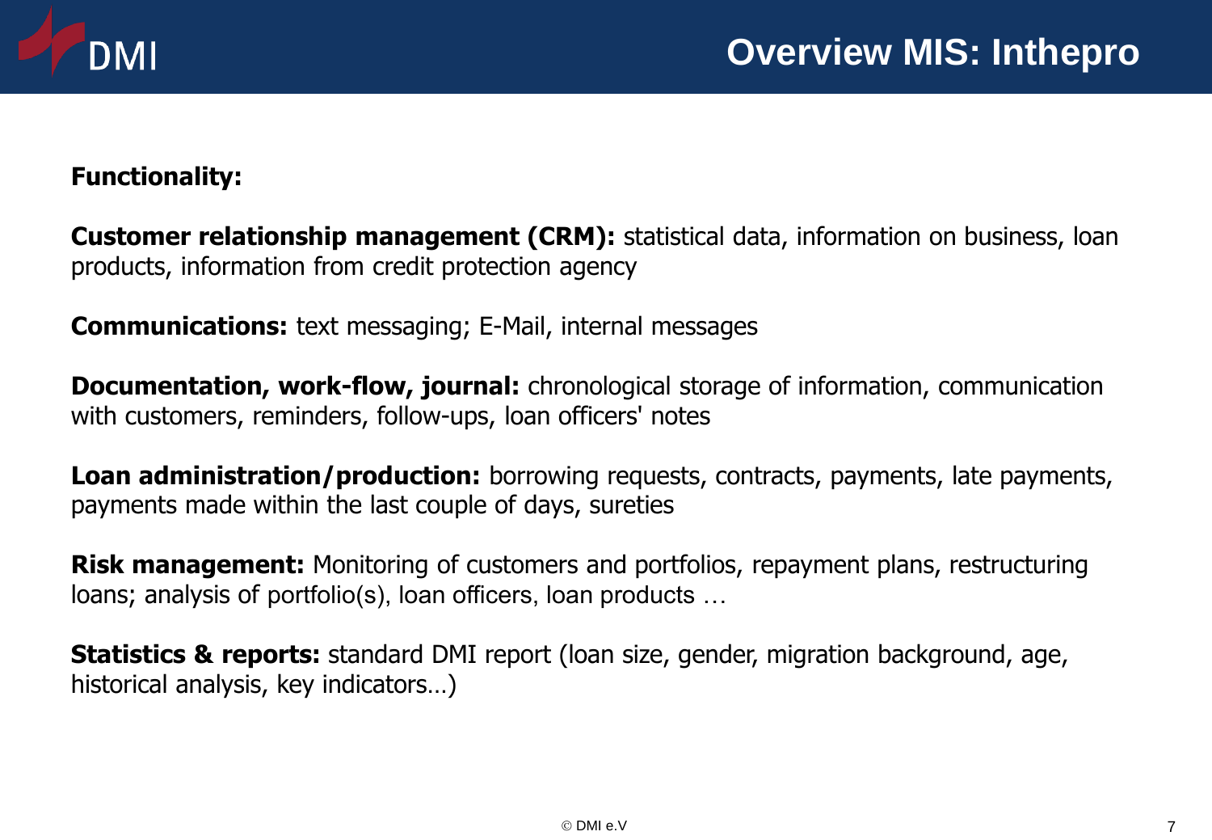# Overview MIS: Inthepro

**Functionality:**

**Customer relationship management (CRM):** statistical data, information on business, loan products, information from credit protection agency

**Communications:** text messaging; E-Mail, internal messages

**Documentation, work-flow, journal:** chronological storage of information, communication with customers, reminders, follow-ups, loan officers' notes

**Loan administration/production:** borrowing requests, contracts, payments, late payments, payments made within the last couple of days, sureties

**Risk management:** Monitoring of customers and portfolios, repayment plans, restructuring loans; analysis of portfolio(s), loan officers, loan products …

**Statistics & reports:** standard DMI report (loan size, gender, migration background, age, historical analysis, key indicators…)

© DMI e.V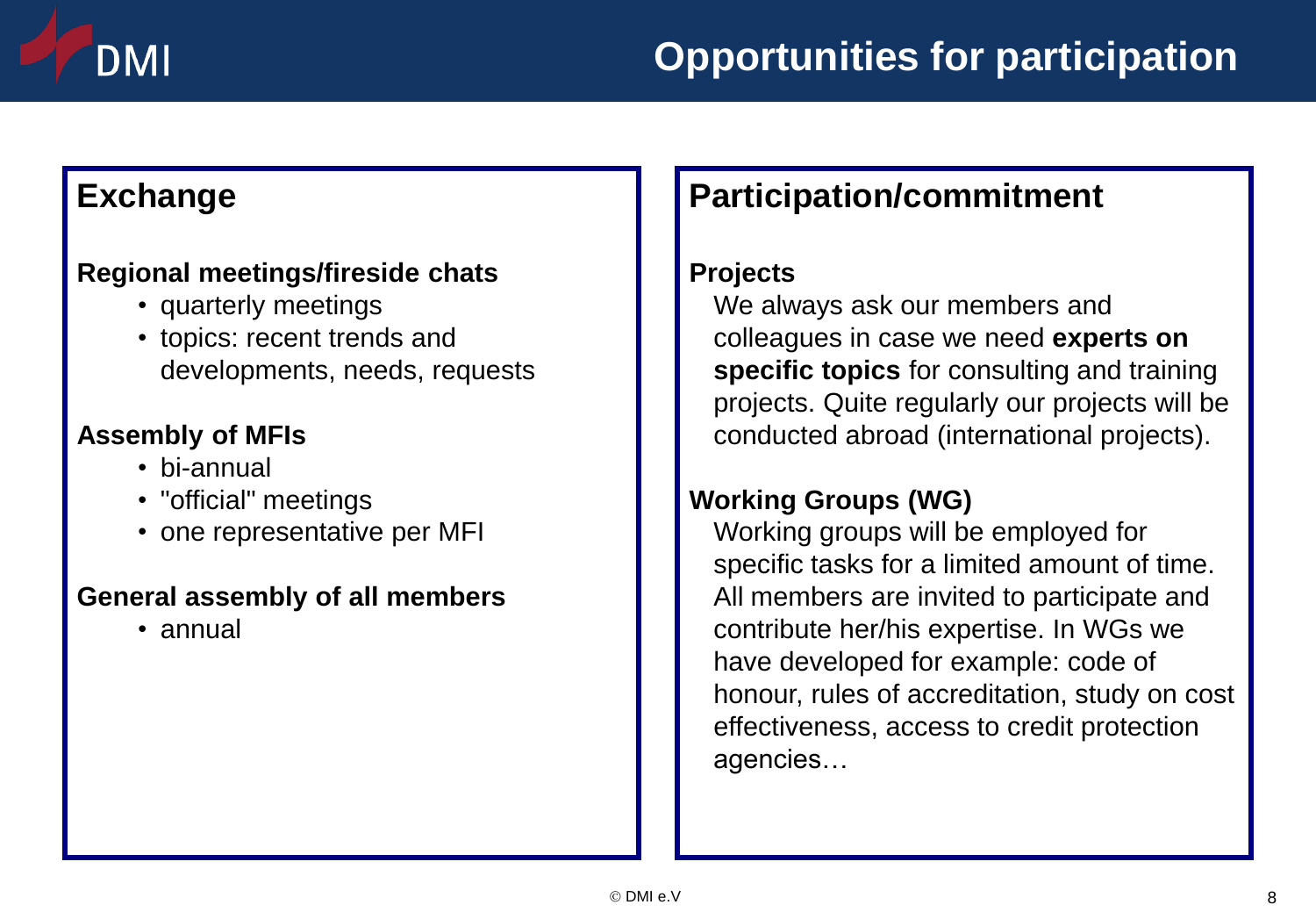# Opportunities for participation

## Exchange

### Regional meetings/fireside chats

- quarterly meetings
- topics: recent trends and developments, needs, requests

### Assembly of MFIs

- bi-annual
- "official" meetings
- one representative per MFI

### General assembly of all members

- annual

## Participation/commitment

### Projects

We always ask our members and colleagues in case we need **experts on specific topics** for consulting and training projects. Quite regularly our projects will be conducted abroad (international projects).

### Working Groups (WG)

Working groups will be employed for specific tasks for a limited amount of time. All members are invited to participate and contribute her/his expertise. In WGs we have developed for example: code of honour, rules of accreditation, study on cost effectiveness, access to credit protection agencies…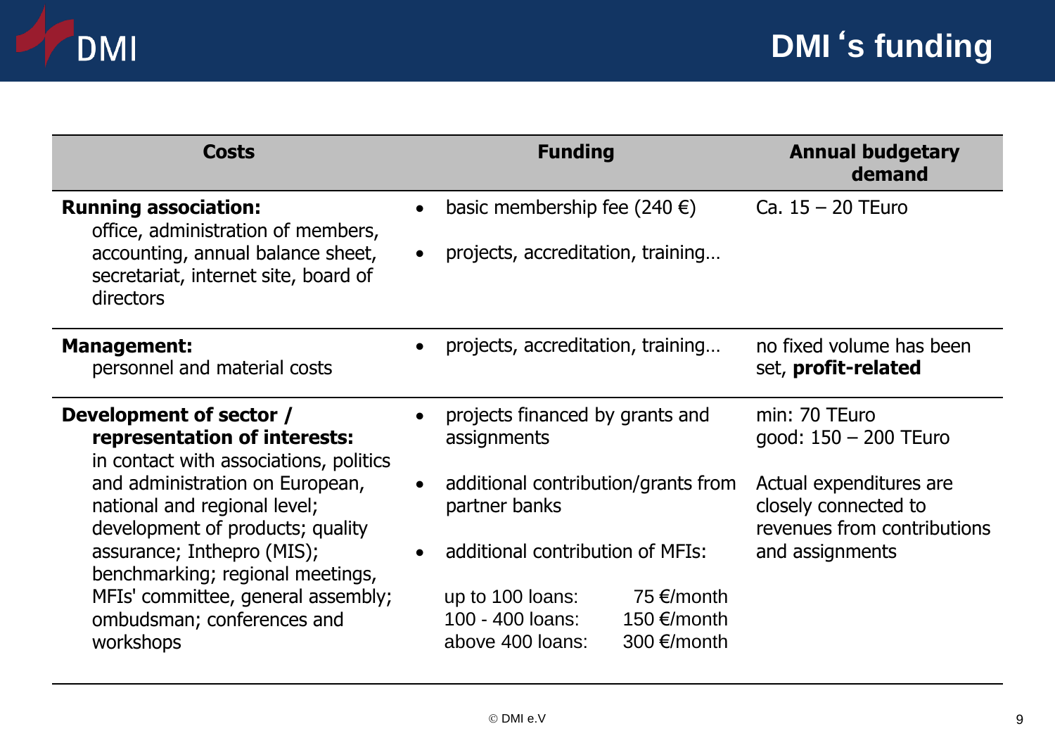# DMI 's funding

| Costs | Funding | Annual budgetary demand |
|---|---|---|
| **Running association:** office, administration of members, accounting, annual balance sheet, secretariat, internet site, board of directors | • basic membership fee (240 €)<br>• projects, accreditation, training… | Ca. 15 – 20 TEuro |
| **Management:** personnel and material costs | • projects, accreditation, training… | no fixed volume has been set, **profit-related** |
| **Development of sector / representation of interests:** in contact with associations, politics and administration on European, national and regional level; development of products; quality assurance; Inthepro (MIS); benchmarking; regional meetings, MFIs' committee, general assembly; ombudsman; conferences and workshops | • projects financed by grants and assignments<br>• additional contribution/grants from partner banks<br>• additional contribution of MFIs:<br>up to 100 loans: 75 €/month<br>100 - 400 loans: 150 €/month<br>above 400 loans: 300 €/month | min: 70 TEuro<br>good: 150 – 200 TEuro<br>Actual expenditures are closely connected to revenues from contributions and assignments |

© DMI e.V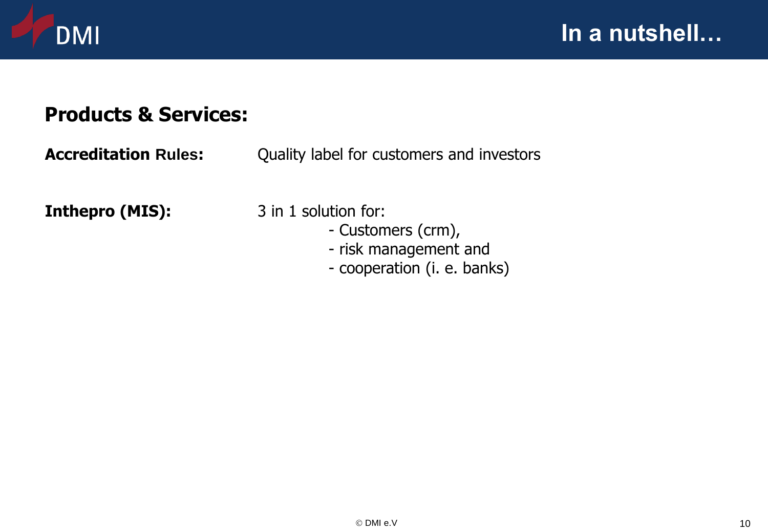# In a nutshell…

## Products & Services:

**Accreditation Rules:** Quality label for customers and investors

**Inthepro (MIS):** 3 in 1 solution for:

- Customers (crm),
- risk management and
- cooperation (i. e. banks)

© DMI e.V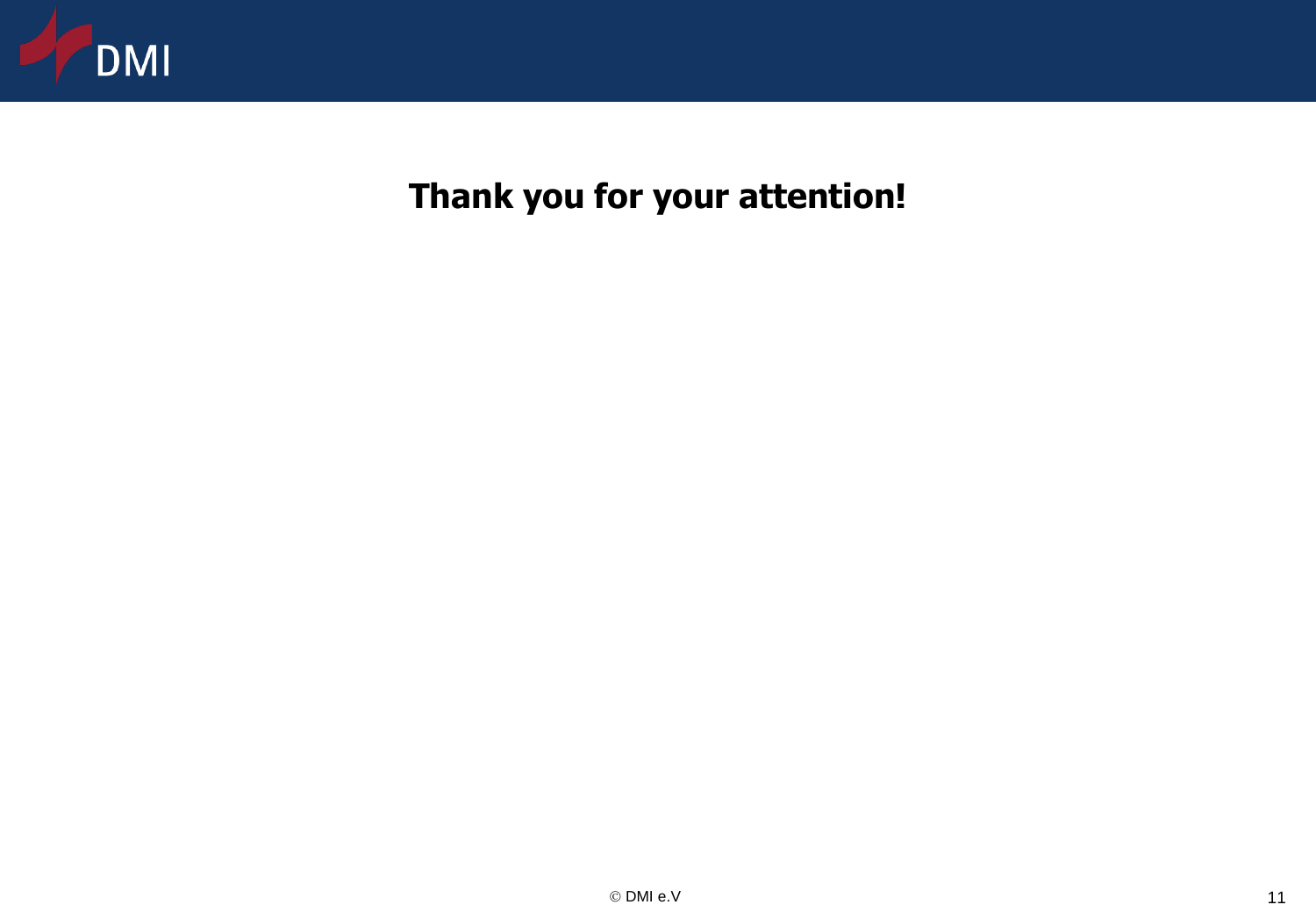**Thank you for your attention!**